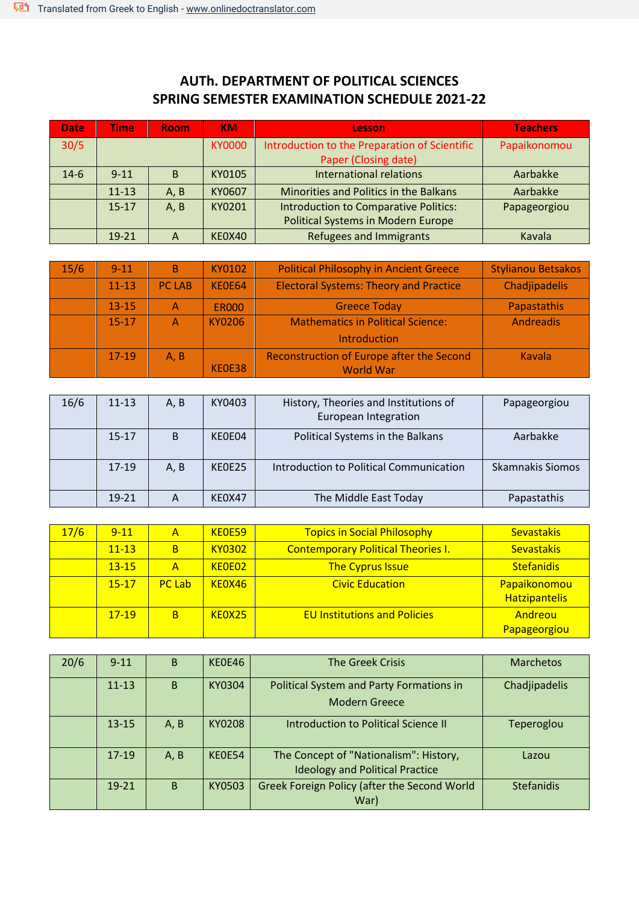## AUTh. DEPARTMENT OF POLITICAL SCIENCES
## SPRING SEMESTER EXAMINATION SCHEDULE 2021-22

| Date | Time | Room | KM | Lesson | Teachers |
|---|---|---|---|---|---|
| 30/5 | | | KY0000 | Introduction to the Preparation of Scientific Paper (Closing date) | Papaikonomou |
| 14-6 | 9-11 | B | KY0105 | International relations | Aarbakke |
| | 11-13 | A, B | KY0607 | Minorities and Politics in the Balkans | Aarbakke |
| | 15-17 | A, B | KY0201 | Introduction to Comparative Politics: Political Systems in Modern Europe | Papageorgiou |
| | 19-21 | A | KE0X40 | Refugees and Immigrants | Kavala |
| 15/6 | 9-11 | B | KY0102 | Political Philosophy in Ancient Greece | Stylianou Betsakos |
| | 11-13 | PC LAB | KE0E64 | Electoral Systems: Theory and Practice | Chadjipadelis |
| | 13-15 | A | ER000 | Greece Today | Papastathis |
| | 15-17 | A | KY0206 | Mathematics in Political Science: Introduction | Andreadis |
| | 17-19 | A, B | KE0E38 | Reconstruction of Europe after the Second World War | Kavala |
| 16/6 | 11-13 | A, B | KY0403 | History, Theories and Institutions of European Integration | Papageorgiou |
| | 15-17 | B | KE0E04 | Political Systems in the Balkans | Aarbakke |
| | 17-19 | A, B | KE0E25 | Introduction to Political Communication | Skamnakis Siomos |
| | 19-21 | A | KE0X47 | The Middle East Today | Papastathis |
| 17/6 | 9-11 | A | KE0E59 | Topics in Social Philosophy | Sevastakis |
| | 11-13 | B | KY0302 | Contemporary Political Theories I. | Sevastakis |
| | 13-15 | A | KE0E02 | The Cyprus Issue | Stefanidis |
| | 15-17 | PC Lab | KE0X46 | Civic Education | Papaikonomou Hatzipantelis |
| | 17-19 | B | KE0X25 | EU Institutions and Policies | Andreou Papageorgiou |
| 20/6 | 9-11 | B | KE0E46 | The Greek Crisis | Marchetos |
| | 11-13 | B | KY0304 | Political System and Party Formations in Modern Greece | Chadjipadelis |
| | 13-15 | A, B | KY0208 | Introduction to Political Science II | Teperoglou |
| | 17-19 | A, B | KE0E54 | The Concept of "Nationalism": History, Ideology and Political Practice | Lazou |
| | 19-21 | B | KY0503 | Greek Foreign Policy (after the Second World War) | Stefanidis |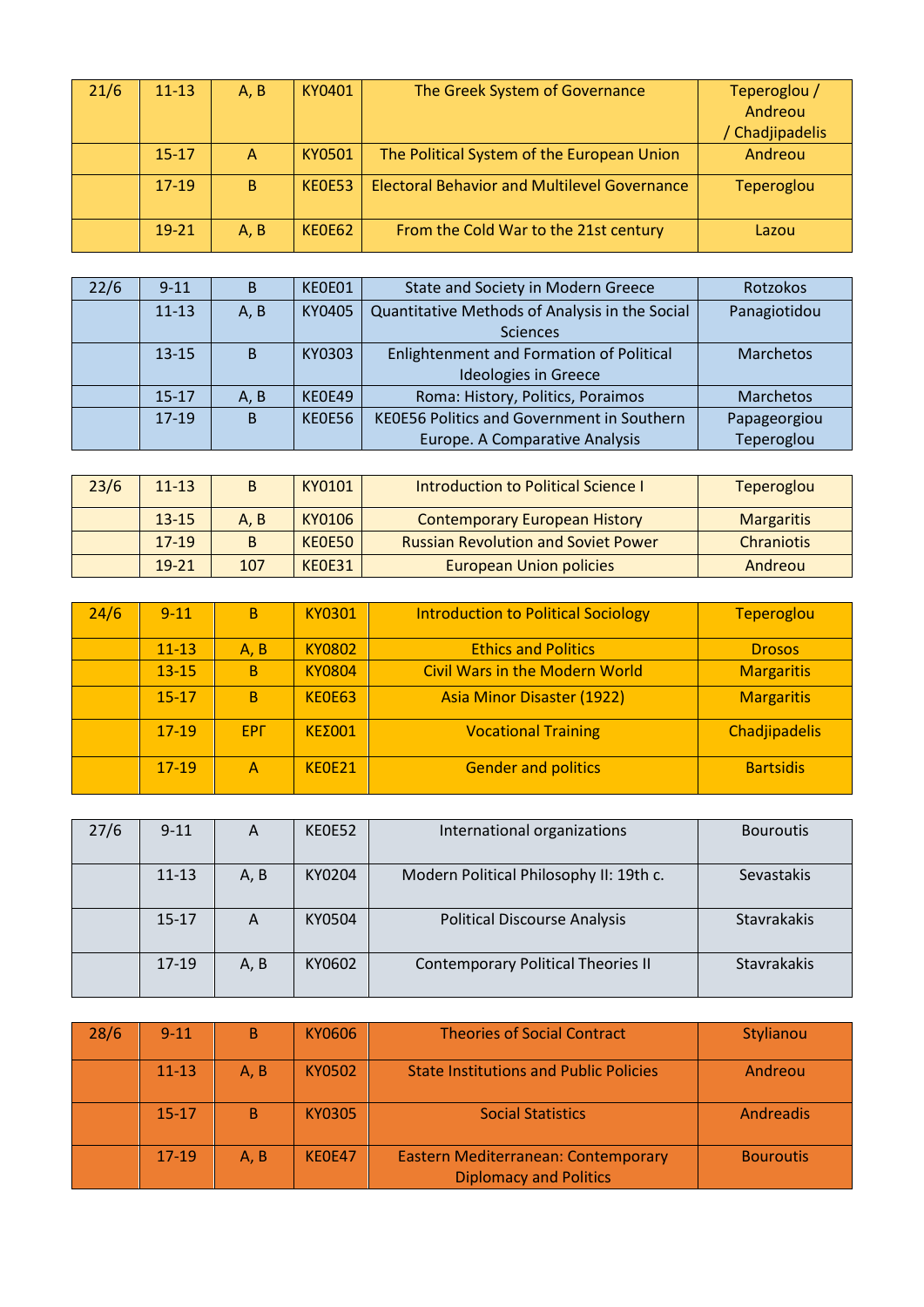| 21/6 | 11-13 | A, B | KY0401 | The Greek System of Governance | Teperoglou / Andreou / Chadjipadelis |
|---|---|---|---|---|---|
| | 15-17 | A | KY0501 | The Political System of the European Union | Andreou |
| | 17-19 | B | KE0E53 | Electoral Behavior and Multilevel Governance | Teperoglou |
| | 19-21 | A, B | KE0E62 | From the Cold War to the 21st century | Lazou |

| 22/6 | 9-11 | B | KE0E01 | State and Society in Modern Greece | Rotzokos |
|---|---|---|---|---|---|
| | 11-13 | A, B | KY0405 | Quantitative Methods of Analysis in the Social Sciences | Panagiotidou |
| | 13-15 | B | KY0303 | Enlightenment and Formation of Political Ideologies in Greece | Marchetos |
| | 15-17 | A, B | KE0E49 | Roma: History, Politics, Poraimos | Marchetos |
| | 17-19 | B | KE0E56 | KE0E56 Politics and Government in Southern Europe. A Comparative Analysis | Papageorgiou Teperoglou |

| 23/6 | 11-13 | B | KY0101 | Introduction to Political Science I | Teperoglou |
|---|---|---|---|---|---|
| | 13-15 | A, B | KY0106 | Contemporary European History | Margaritis |
| | 17-19 | B | KE0E50 | Russian Revolution and Soviet Power | Chraniotis |
| | 19-21 | 107 | KE0E31 | European Union policies | Andreou |

| 24/6 | 9-11 | B | KY0301 | Introduction to Political Sociology | Teperoglou |
|---|---|---|---|---|---|
| | 11-13 | A, B | KY0802 | Ethics and Politics | Drosos |
| | 13-15 | B | KY0804 | Civil Wars in the Modern World | Margaritis |
| | 15-17 | B | KE0E63 | Asia Minor Disaster (1922) | Margaritis |
| | 17-19 | ΕΡΓ | ΚΕΣ001 | Vocational Training | Chadjipadelis |
| | 17-19 | A | KE0E21 | Gender and politics | Bartsidis |

| 27/6 | 9-11 | A | KE0E52 | International organizations | Bouroutis |
|---|---|---|---|---|---|
| | 11-13 | A, B | KY0204 | Modern Political Philosophy II: 19th c. | Sevastakis |
| | 15-17 | A | KY0504 | Political Discourse Analysis | Stavrakakis |
| | 17-19 | A, B | KY0602 | Contemporary Political Theories II | Stavrakakis |

| 28/6 | 9-11 | B | KY0606 | Theories of Social Contract | Stylianou |
|---|---|---|---|---|---|
| | 11-13 | A, B | KY0502 | State Institutions and Public Policies | Andreou |
| | 15-17 | B | KY0305 | Social Statistics | Andreadis |
| | 17-19 | A, B | KE0E47 | Eastern Mediterranean: Contemporary Diplomacy and Politics | Bouroutis |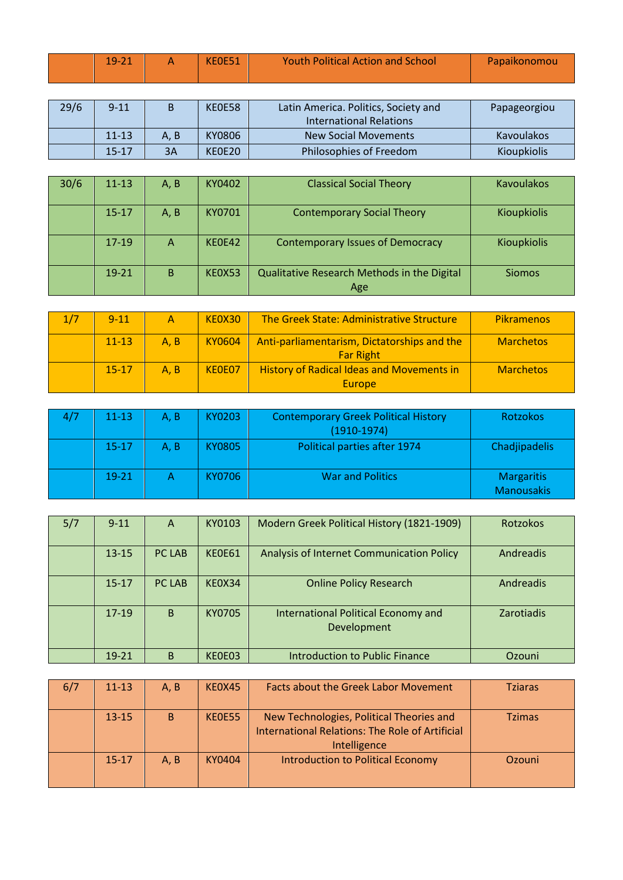|  | 19-21 | A | KE0E51 | Youth Political Action and School | Papaikonomou |
|---|---|---|---|---|---|

| 29/6 | 9-11 | B | KE0E58 | Latin America. Politics, Society and International Relations | Papageorgiou |
|---|---|---|---|---|---|
|  | 11-13 | A, B | KY0806 | New Social Movements | Kavoulakos |
|  | 15-17 | 3A | KE0E20 | Philosophies of Freedom | Kioupkiolis |

| 30/6 | 11-13 | A, B | KY0402 | Classical Social Theory | Kavoulakos |
|---|---|---|---|---|---|
|  | 15-17 | A, B | KY0701 | Contemporary Social Theory | Kioupkiolis |
|  | 17-19 | A | KE0E42 | Contemporary Issues of Democracy | Kioupkiolis |
|  | 19-21 | B | KE0X53 | Qualitative Research Methods in the Digital Age | Siomos |

| 1/7 | 9-11 | A | KE0X30 | The Greek State: Administrative Structure | Pikramenos |
|---|---|---|---|---|---|
|  | 11-13 | A, B | KY0604 | Anti-parliamentarism, Dictatorships and the Far Right | Marchetos |
|  | 15-17 | A, B | KE0E07 | History of Radical Ideas and Movements in Europe | Marchetos |

| 4/7 | 11-13 | A, B | KY0203 | Contemporary Greek Political History (1910-1974) | Rotzokos |
|---|---|---|---|---|---|
|  | 15-17 | A, B | KY0805 | Political parties after 1974 | Chadjipadelis |
|  | 19-21 | A | KY0706 | War and Politics | Margaritis Manousakis |

| 5/7 | 9-11 | A | KY0103 | Modern Greek Political History (1821-1909) | Rotzokos |
|---|---|---|---|---|---|
|  | 13-15 | PC LAB | KE0E61 | Analysis of Internet Communication Policy | Andreadis |
|  | 15-17 | PC LAB | KE0X34 | Online Policy Research | Andreadis |
|  | 17-19 | B | KY0705 | International Political Economy and Development | Zarotiadis |
|  | 19-21 | B | KE0E03 | Introduction to Public Finance | Ozouni |

| 6/7 | 11-13 | A, B | KE0X45 | Facts about the Greek Labor Movement | Tziaras |
|---|---|---|---|---|---|
|  | 13-15 | B | KE0E55 | New Technologies, Political Theories and International Relations: The Role of Artificial Intelligence | Tzimas |
|  | 15-17 | A, B | KY0404 | Introduction to Political Economy | Ozouni |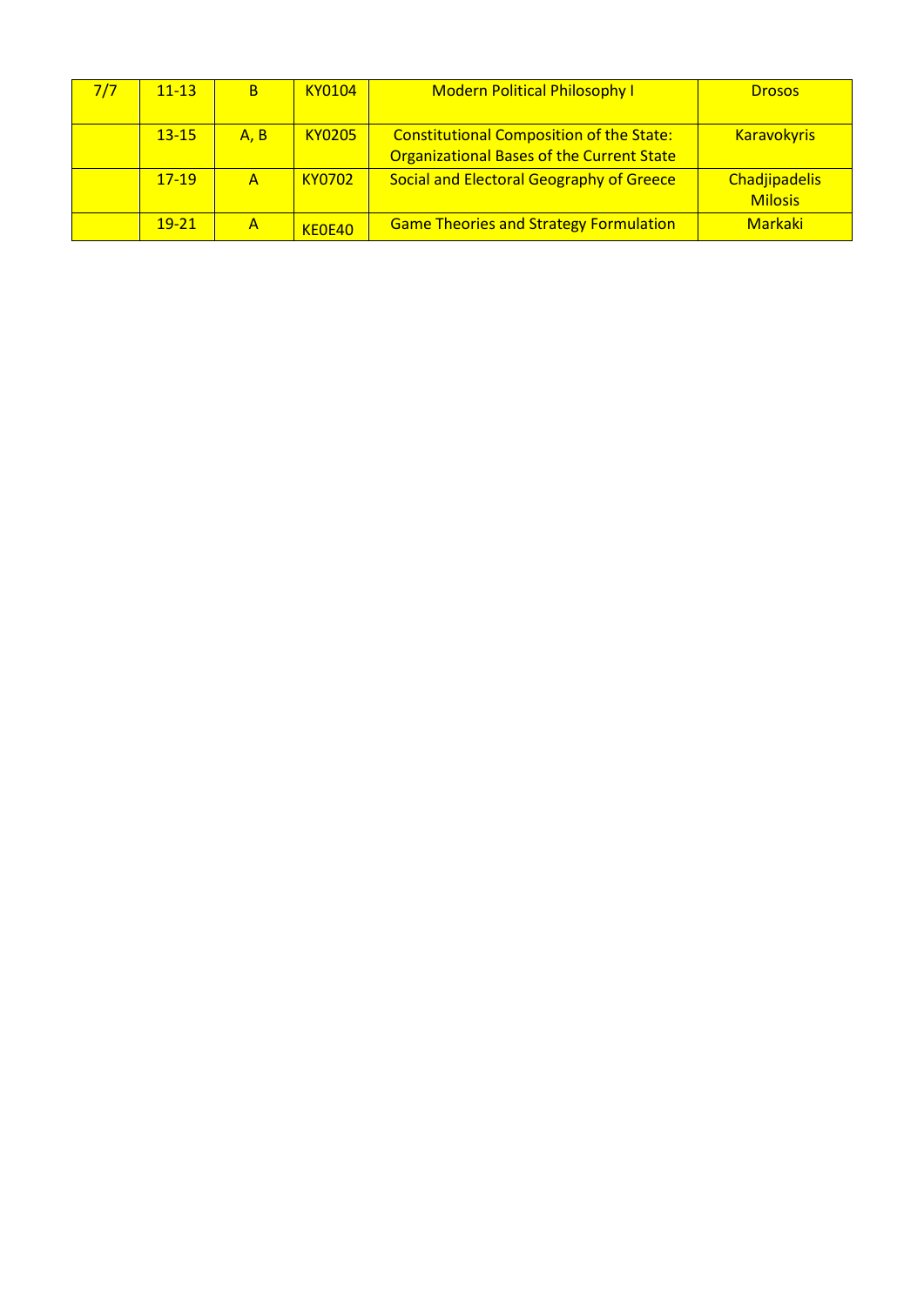| | | | | | |
|---|---|---|---|---|---|
| 7/7 | 11-13 | B | KY0104 | Modern Political Philosophy I | Drosos |
| | 13-15 | A, B | KY0205 | Constitutional Composition of the State: Organizational Bases of the Current State | Karavokyris |
| | 17-19 | A | KY0702 | Social and Electoral Geography of Greece | Chadjipadelis Milosis |
| | 19-21 | A | KEOE40 | Game Theories and Strategy Formulation | Markaki |